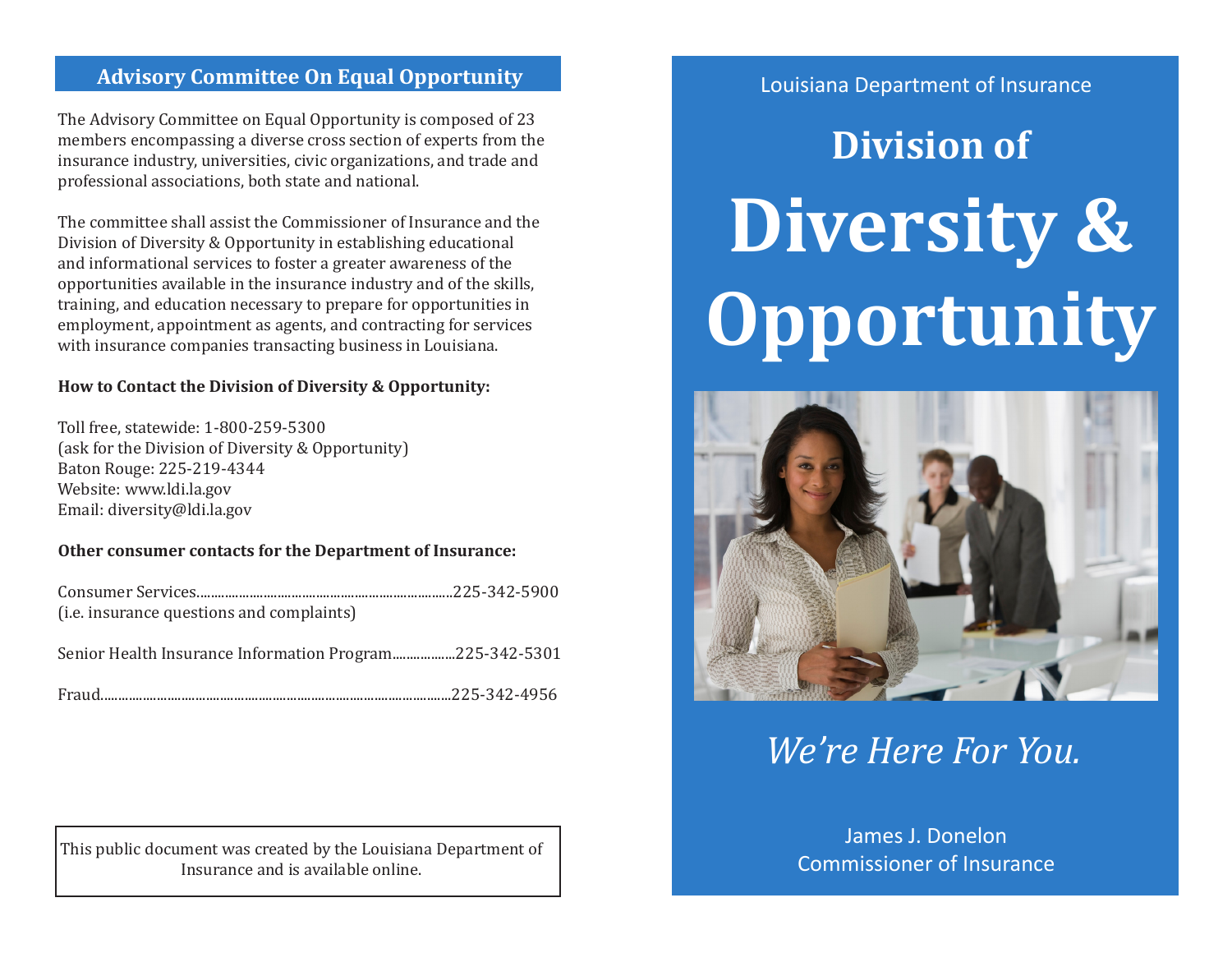## Advisory Committee On Equal Opportunity

The Advisory Committee on Equal Opportunity is composed of 23 members encompassing a diverse cross section of experts from the insurance industry, universities, civic organizations, and trade and professional associations, both state and national.

The committee shall assist the Commissioner of Insurance and the Division of Diversity & Opportunity in establishing educational and informational services to foster a greater awareness of the opportunities available in the insurance industry and of the skills, training, and education necessary to prepare for opportunities in employment, appointment as agents, and contracting for services with insurance companies transacting business in Louisiana.

**How to Contact the Division of Diversity & Opportunity:**

Toll free, statewide: 1-800-259-5300
(ask for the Division of Diversity & Opportunity)
Baton Rouge: 225-219-4344
Website: www.ldi.la.gov
Email: diversity@ldi.la.gov

**Other consumer contacts for the Department of Insurance:**

Consumer Services........................................................................225-342-5900
(i.e. insurance questions and complaints)

Senior Health Insurance Information Program..................225-342-5301

Fraud...................................................................................................225-342-4956

This public document was created by the Louisiana Department of Insurance and is available online.

Louisiana Department of Insurance

# Division of Diversity & Opportunity

*We're Here For You.*

James J. Donelon
Commissioner of Insurance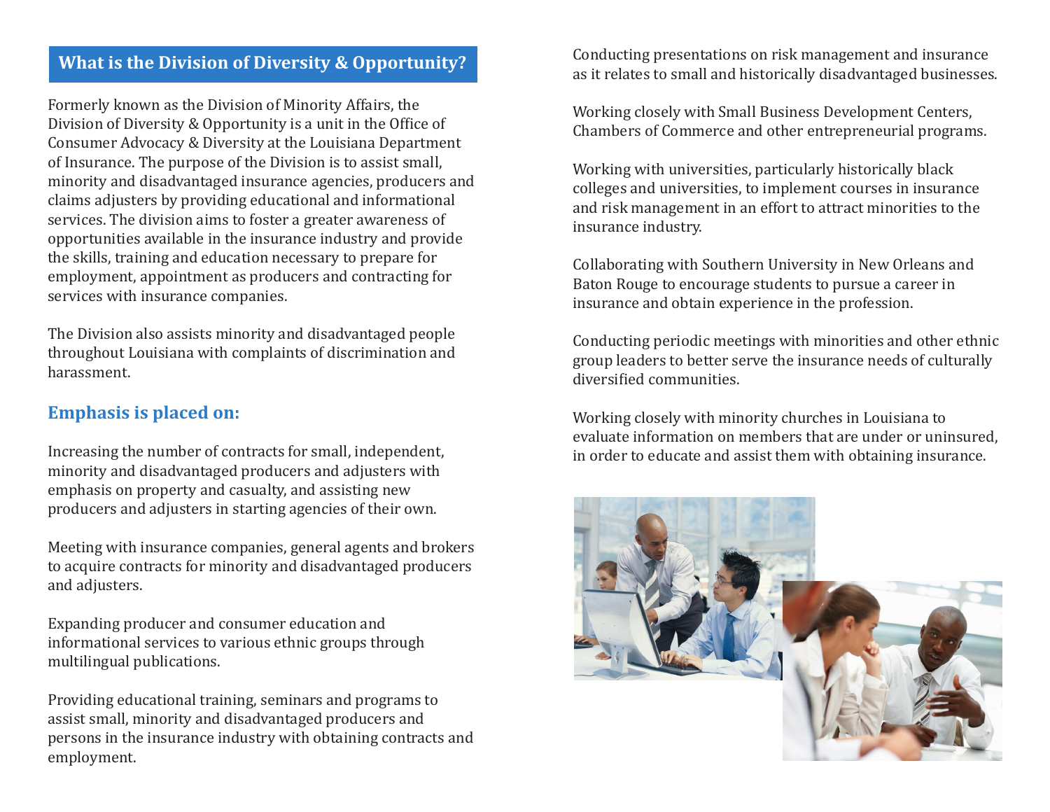## What is the Division of Diversity & Opportunity?

Formerly known as the Division of Minority Affairs, the Division of Diversity & Opportunity is a unit in the Office of Consumer Advocacy & Diversity at the Louisiana Department of Insurance. The purpose of the Division is to assist small, minority and disadvantaged insurance agencies, producers and claims adjusters by providing educational and informational services. The division aims to foster a greater awareness of opportunities available in the insurance industry and provide the skills, training and education necessary to prepare for employment, appointment as producers and contracting for services with insurance companies.

The Division also assists minority and disadvantaged people throughout Louisiana with complaints of discrimination and harassment.

### Emphasis is placed on:

Increasing the number of contracts for small, independent, minority and disadvantaged producers and adjusters with emphasis on property and casualty, and assisting new producers and adjusters in starting agencies of their own.

Meeting with insurance companies, general agents and brokers to acquire contracts for minority and disadvantaged producers and adjusters.

Expanding producer and consumer education and informational services to various ethnic groups through multilingual publications.

Providing educational training, seminars and programs to assist small, minority and disadvantaged producers and persons in the insurance industry with obtaining contracts and employment.

Conducting presentations on risk management and insurance as it relates to small and historically disadvantaged businesses.

Working closely with Small Business Development Centers, Chambers of Commerce and other entrepreneurial programs.

Working with universities, particularly historically black colleges and universities, to implement courses in insurance and risk management in an effort to attract minorities to the insurance industry.

Collaborating with Southern University in New Orleans and Baton Rouge to encourage students to pursue a career in insurance and obtain experience in the profession.

Conducting periodic meetings with minorities and other ethnic group leaders to better serve the insurance needs of culturally diversified communities.

Working closely with minority churches in Louisiana to evaluate information on members that are under or uninsured, in order to educate and assist them with obtaining insurance.